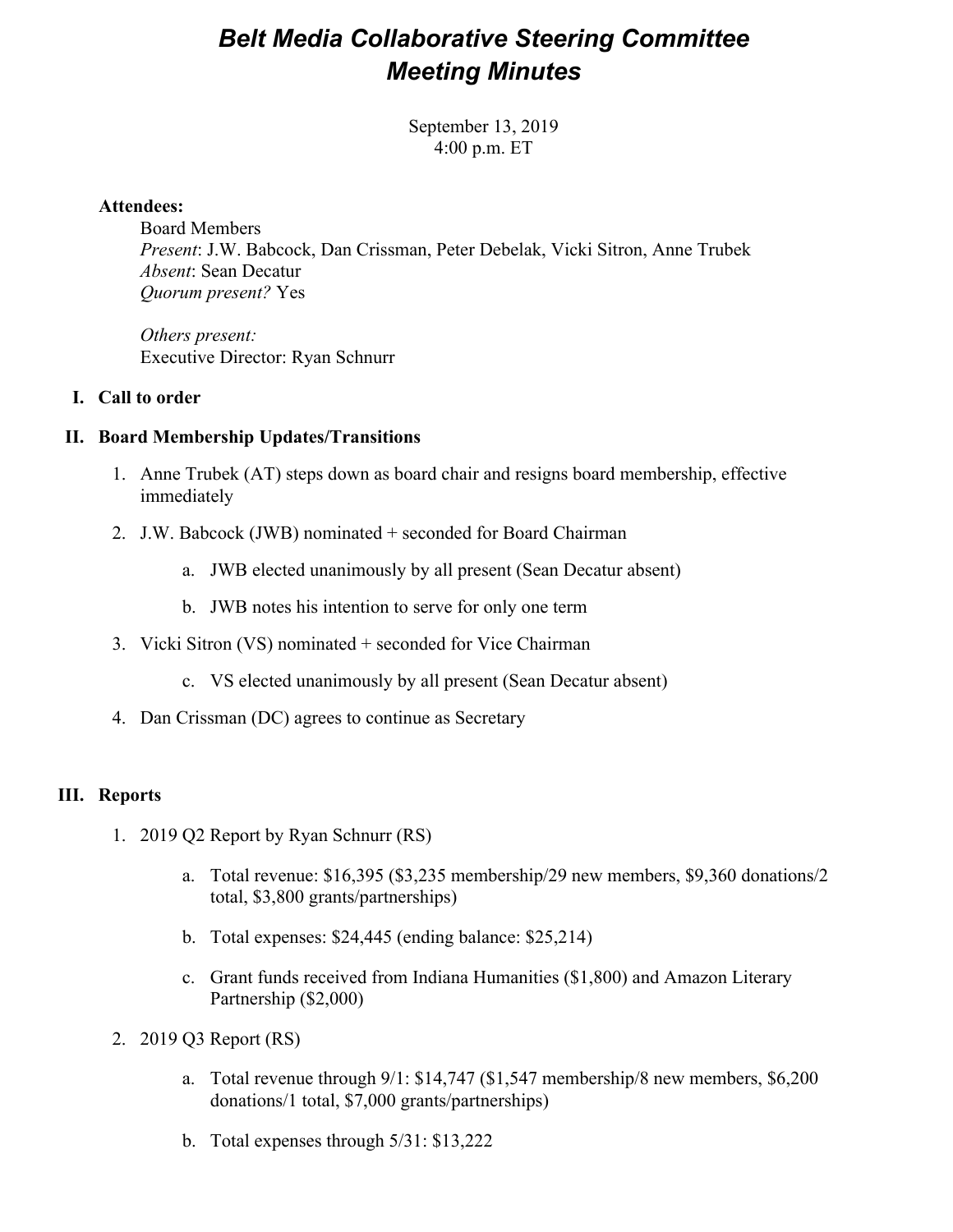# *Belt Media Collaborative Steering Committee Meeting Minutes*

September 13, 2019
4:00 p.m. ET

**Attendees:**

Board Members
*Present*: J.W. Babcock, Dan Crissman, Peter Debelak, Vicki Sitron, Anne Trubek
*Absent*: Sean Decatur
*Quorum present?* Yes

*Others present:*
Executive Director: Ryan Schnurr

## I. Call to order

## II. Board Membership Updates/Transitions

1. Anne Trubek (AT) steps down as board chair and resigns board membership, effective immediately
2. J.W. Babcock (JWB) nominated + seconded for Board Chairman
   a. JWB elected unanimously by all present (Sean Decatur absent)
   b. JWB notes his intention to serve for only one term
3. Vicki Sitron (VS) nominated + seconded for Vice Chairman
   c. VS elected unanimously by all present (Sean Decatur absent)
4. Dan Crissman (DC) agrees to continue as Secretary

## III. Reports

1. 2019 Q2 Report by Ryan Schnurr (RS)
   a. Total revenue: $16,395 ($3,235 membership/29 new members, $9,360 donations/2 total, $3,800 grants/partnerships)
   b. Total expenses: $24,445 (ending balance: $25,214)
   c. Grant funds received from Indiana Humanities ($1,800) and Amazon Literary Partnership ($2,000)
2. 2019 Q3 Report (RS)
   a. Total revenue through 9/1: $14,747 ($1,547 membership/8 new members, $6,200 donations/1 total, $7,000 grants/partnerships)
   b. Total expenses through 5/31: $13,222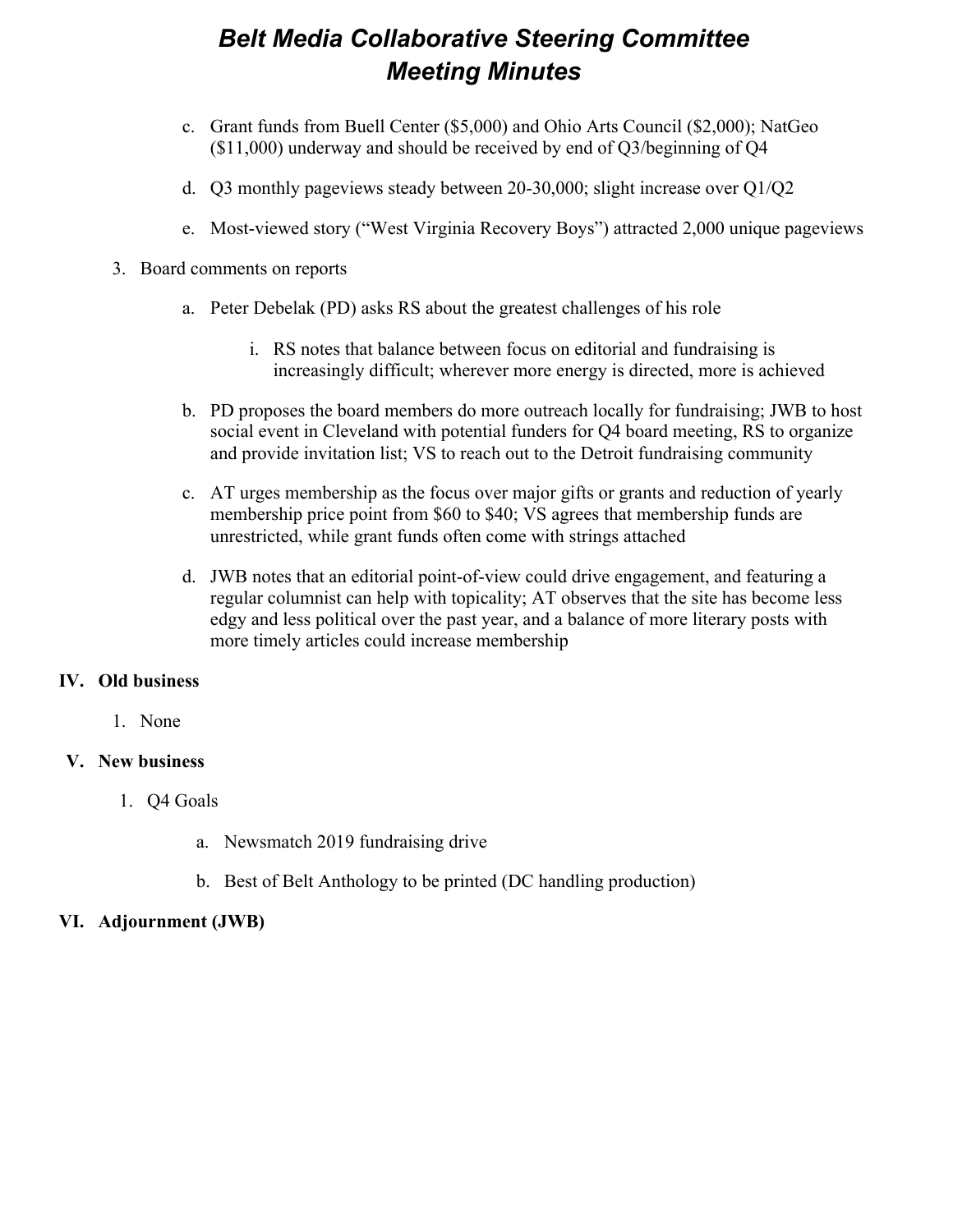# Belt Media Collaborative Steering Committee Meeting Minutes

c. Grant funds from Buell Center ($5,000) and Ohio Arts Council ($2,000); NatGeo ($11,000) underway and should be received by end of Q3/beginning of Q4

d. Q3 monthly pageviews steady between 20-30,000; slight increase over Q1/Q2

e. Most-viewed story ("West Virginia Recovery Boys") attracted 2,000 unique pageviews

3. Board comments on reports

   a. Peter Debelak (PD) asks RS about the greatest challenges of his role

      i. RS notes that balance between focus on editorial and fundraising is increasingly difficult; wherever more energy is directed, more is achieved

   b. PD proposes the board members do more outreach locally for fundraising; JWB to host social event in Cleveland with potential funders for Q4 board meeting, RS to organize and provide invitation list; VS to reach out to the Detroit fundraising community

   c. AT urges membership as the focus over major gifts or grants and reduction of yearly membership price point from $60 to $40; VS agrees that membership funds are unrestricted, while grant funds often come with strings attached

   d. JWB notes that an editorial point-of-view could drive engagement, and featuring a regular columnist can help with topicality; AT observes that the site has become less edgy and less political over the past year, and a balance of more literary posts with more timely articles could increase membership

## IV. Old business

1. None

## V. New business

1. Q4 Goals

   a. Newsmatch 2019 fundraising drive

   b. Best of Belt Anthology to be printed (DC handling production)

## VI. Adjournment (JWB)